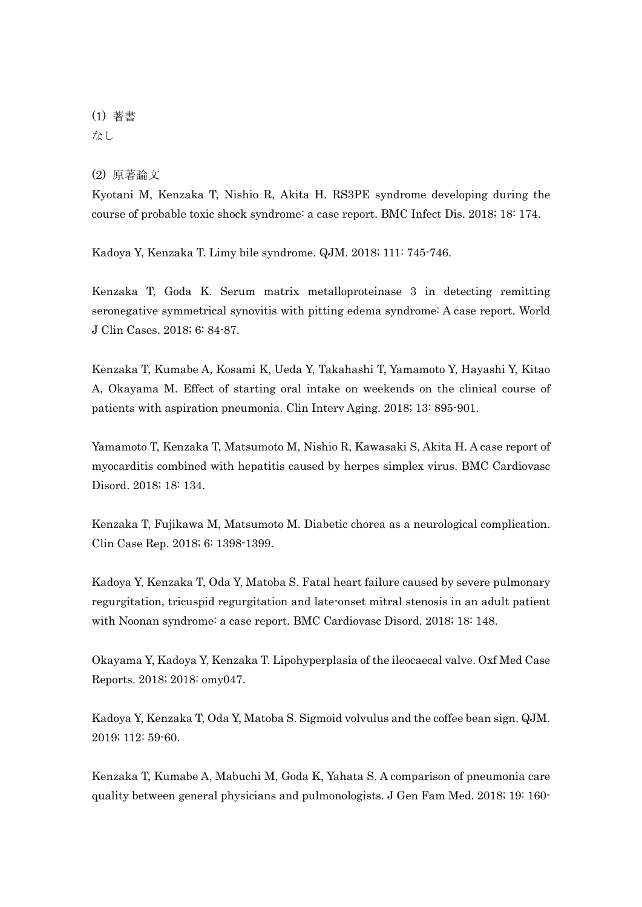(1) 著書
なし

(2) 原著論文

Kyotani M, Kenzaka T, Nishio R, Akita H. RS3PE syndrome developing during the course of probable toxic shock syndrome: a case report. BMC Infect Dis. 2018; 18: 174.

Kadoya Y, Kenzaka T. Limy bile syndrome. QJM. 2018; 111: 745-746.

Kenzaka T, Goda K. Serum matrix metalloproteinase 3 in detecting remitting seronegative symmetrical synovitis with pitting edema syndrome: A case report. World J Clin Cases. 2018; 6: 84-87.

Kenzaka T, Kumabe A, Kosami K, Ueda Y, Takahashi T, Yamamoto Y, Hayashi Y, Kitao A, Okayama M. Effect of starting oral intake on weekends on the clinical course of patients with aspiration pneumonia. Clin Interv Aging. 2018; 13: 895-901.

Yamamoto T, Kenzaka T, Matsumoto M, Nishio R, Kawasaki S, Akita H. A case report of myocarditis combined with hepatitis caused by herpes simplex virus. BMC Cardiovasc Disord. 2018; 18: 134.

Kenzaka T, Fujikawa M, Matsumoto M. Diabetic chorea as a neurological complication. Clin Case Rep. 2018; 6: 1398-1399.

Kadoya Y, Kenzaka T, Oda Y, Matoba S. Fatal heart failure caused by severe pulmonary regurgitation, tricuspid regurgitation and late-onset mitral stenosis in an adult patient with Noonan syndrome: a case report. BMC Cardiovasc Disord. 2018; 18: 148.

Okayama Y, Kadoya Y, Kenzaka T. Lipohyperplasia of the ileocaecal valve. Oxf Med Case Reports. 2018; 2018: omy047.

Kadoya Y, Kenzaka T, Oda Y, Matoba S. Sigmoid volvulus and the coffee bean sign. QJM. 2019; 112: 59-60.

Kenzaka T, Kumabe A, Mabuchi M, Goda K, Yahata S. A comparison of pneumonia care quality between general physicians and pulmonologists. J Gen Fam Med. 2018; 19: 160-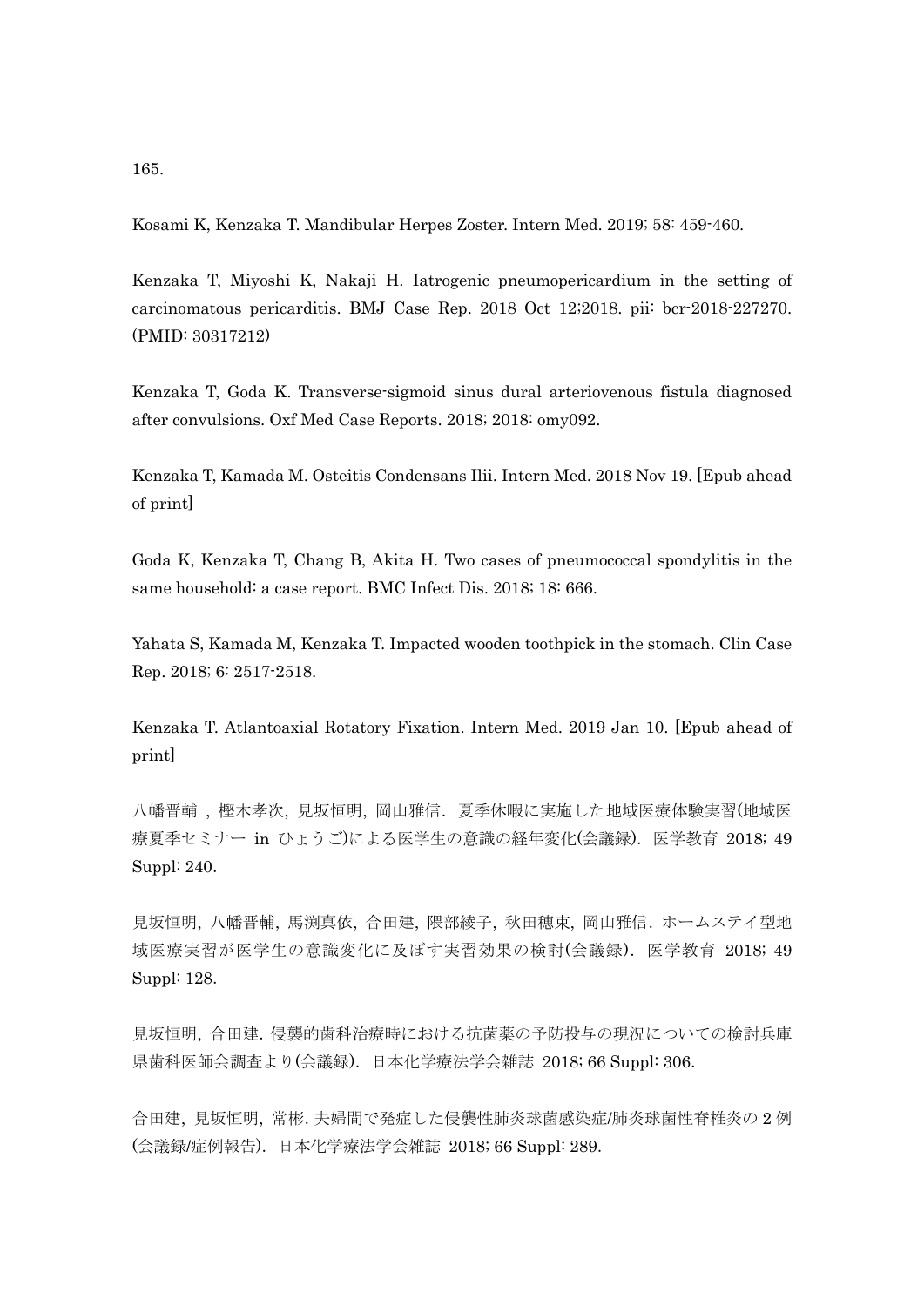165.

Kosami K, Kenzaka T. Mandibular Herpes Zoster. Intern Med. 2019; 58: 459-460.

Kenzaka T, Miyoshi K, Nakaji H. Iatrogenic pneumopericardium in the setting of carcinomatous pericarditis. BMJ Case Rep. 2018 Oct 12;2018. pii: bcr-2018-227270. (PMID: 30317212)

Kenzaka T, Goda K. Transverse-sigmoid sinus dural arteriovenous fistula diagnosed after convulsions. Oxf Med Case Reports. 2018; 2018: omy092.

Kenzaka T, Kamada M. Osteitis Condensans Ilii. Intern Med. 2018 Nov 19. [Epub ahead of print]

Goda K, Kenzaka T, Chang B, Akita H. Two cases of pneumococcal spondylitis in the same household: a case report. BMC Infect Dis. 2018; 18: 666.

Yahata S, Kamada M, Kenzaka T. Impacted wooden toothpick in the stomach. Clin Case Rep. 2018; 6: 2517-2518.

Kenzaka T. Atlantoaxial Rotatory Fixation. Intern Med. 2019 Jan 10. [Epub ahead of print]

八幡晋輔 , 樫木孝次, 見坂恒明, 岡山雅信. 夏季休暇に実施した地域医療体験実習(地域医療夏季セミナー in ひょうご)による医学生の意識の経年変化(会議録). 医学教育 2018; 49 Suppl: 240.

見坂恒明, 八幡晋輔, 馬渕真依, 合田建, 隈部綾子, 秋田穂束, 岡山雅信. ホームステイ型地域医療実習が医学生の意識変化に及ぼす実習効果の検討(会議録). 医学教育 2018; 49 Suppl: 128.

見坂恒明, 合田建. 侵襲的歯科治療時における抗菌薬の予防投与の現況についての検討兵庫県歯科医師会調査より(会議録). 日本化学療法学会雑誌 2018; 66 Suppl: 306.

合田建, 見坂恒明, 常彬. 夫婦間で発症した侵襲性肺炎球菌感染症/肺炎球菌性脊椎炎の 2 例(会議録/症例報告). 日本化学療法学会雑誌 2018; 66 Suppl: 289.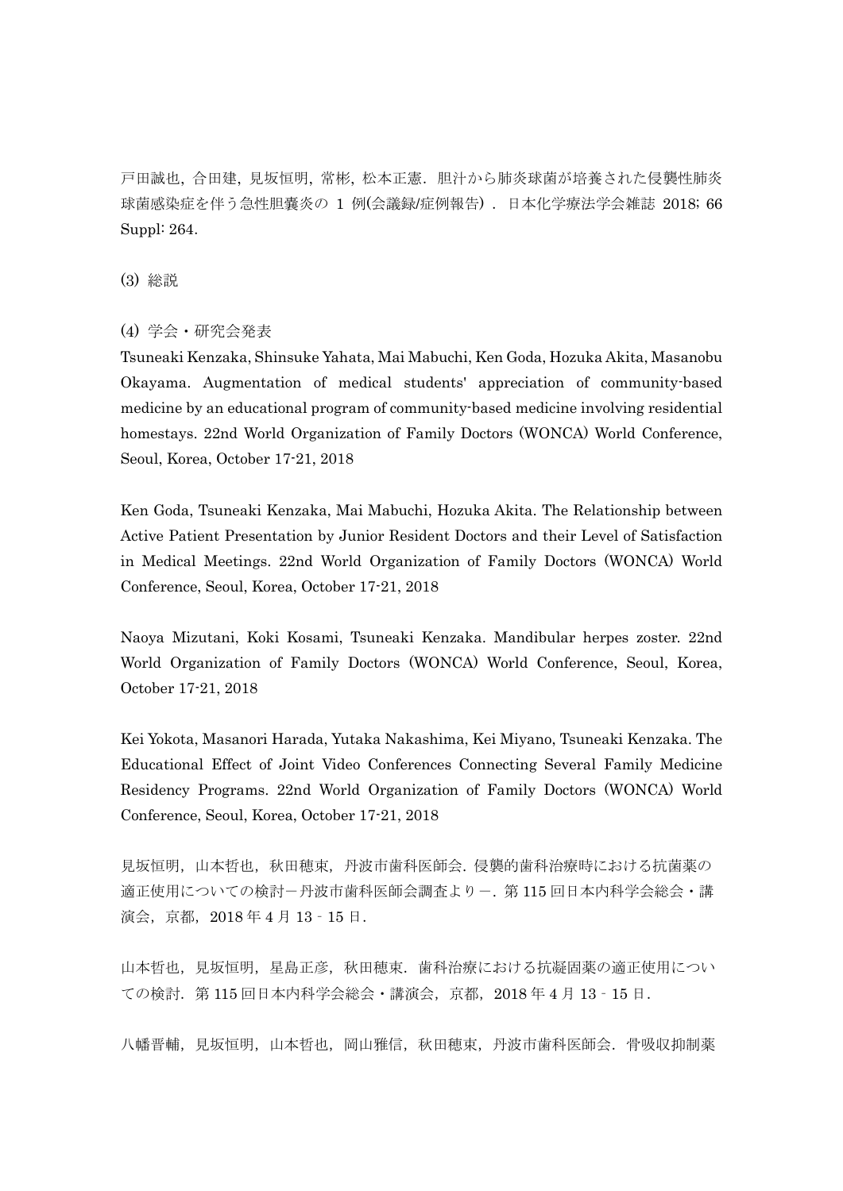戸田誠也，合田建，見坂恒明，常彬，松本正憲．胆汁から肺炎球菌が培養された侵襲性肺炎球菌感染症を伴う急性胆嚢炎の 1 例(会議録/症例報告)．日本化学療法学会雑誌 2018; 66 Suppl: 264.

(3) 総説

(4) 学会・研究会発表

Tsuneaki Kenzaka, Shinsuke Yahata, Mai Mabuchi, Ken Goda, Hozuka Akita, Masanobu Okayama. Augmentation of medical students' appreciation of community-based medicine by an educational program of community-based medicine involving residential homestays. 22nd World Organization of Family Doctors (WONCA) World Conference, Seoul, Korea, October 17-21, 2018

Ken Goda, Tsuneaki Kenzaka, Mai Mabuchi, Hozuka Akita. The Relationship between Active Patient Presentation by Junior Resident Doctors and their Level of Satisfaction in Medical Meetings. 22nd World Organization of Family Doctors (WONCA) World Conference, Seoul, Korea, October 17-21, 2018

Naoya Mizutani, Koki Kosami, Tsuneaki Kenzaka. Mandibular herpes zoster. 22nd World Organization of Family Doctors (WONCA) World Conference, Seoul, Korea, October 17-21, 2018

Kei Yokota, Masanori Harada, Yutaka Nakashima, Kei Miyano, Tsuneaki Kenzaka. The Educational Effect of Joint Video Conferences Connecting Several Family Medicine Residency Programs. 22nd World Organization of Family Doctors (WONCA) World Conference, Seoul, Korea, October 17-21, 2018

見坂恒明，山本哲也，秋田穂束，丹波市歯科医師会．侵襲的歯科治療時における抗菌薬の適正使用についての検討－丹波市歯科医師会調査より－．第 115 回日本内科学会総会・講演会，京都，2018 年 4 月 13‐15 日．

山本哲也，見坂恒明，星島正彦，秋田穂束．歯科治療における抗凝固薬の適正使用についての検討．第 115 回日本内科学会総会・講演会，京都，2018 年 4 月 13‐15 日．

八幡晋輔，見坂恒明，山本哲也，岡山雅信，秋田穂束，丹波市歯科医師会．骨吸収抑制薬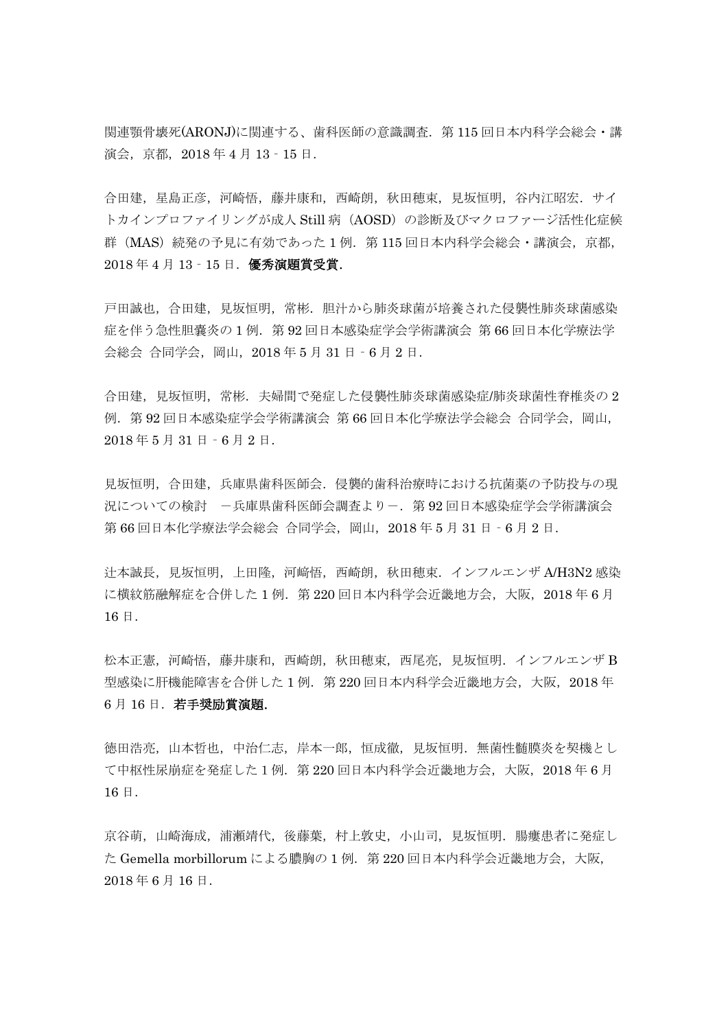関連顎骨壊死(ARONJ)に関連する、歯科医師の意識調査．第 115 回日本内科学会総会・講演会，京都，2018 年 4 月 13‐15 日．

合田建，星島正彦，河崎悟，藤井康和，西崎朗，秋田穂束，見坂恒明，谷内江昭宏．サイトカインプロファイリングが成人 Still 病（AOSD）の診断及びマクロファージ活性化症候群（MAS）続発の予見に有効であった 1 例．第 115 回日本内科学会総会・講演会，京都，2018 年 4 月 13‐15 日．**優秀演題賞受賞．**

戸田誠也，合田建，見坂恒明，常彬．胆汁から肺炎球菌が培養された侵襲性肺炎球菌感染症を伴う急性胆嚢炎の 1 例．第 92 回日本感染症学会学術講演会 第 66 回日本化学療法学会総会 合同学会，岡山，2018 年 5 月 31 日‐6 月 2 日．

合田建，見坂恒明，常彬．夫婦間で発症した侵襲性肺炎球菌感染症/肺炎球菌性脊椎炎の 2 例．第 92 回日本感染症学会学術講演会 第 66 回日本化学療法学会総会 合同学会，岡山，2018 年 5 月 31 日‐6 月 2 日．

見坂恒明，合田建，兵庫県歯科医師会．侵襲的歯科治療時における抗菌薬の予防投与の現況についての検討 －兵庫県歯科医師会調査より－．第 92 回日本感染症学会学術講演会 第 66 回日本化学療法学会総会 合同学会，岡山，2018 年 5 月 31 日‐6 月 2 日．

辻本誠長，見坂恒明，上田隆，河崎悟，西崎朗，秋田穂束．インフルエンザ A/H3N2 感染に横紋筋融解症を合併した 1 例．第 220 回日本内科学会近畿地方会，大阪，2018 年 6 月 16 日．

松本正憲，河崎悟，藤井康和，西崎朗，秋田穂束，西尾亮，見坂恒明．インフルエンザ B 型感染に肝機能障害を合併した 1 例．第 220 回日本内科学会近畿地方会，大阪，2018 年 6 月 16 日．**若手奨励賞演題．**

徳田浩亮，山本哲也，中治仁志，岸本一郎，恒成徹，見坂恒明．無菌性髄膜炎を契機として中枢性尿崩症を発症した 1 例．第 220 回日本内科学会近畿地方会，大阪，2018 年 6 月 16 日．

京谷萌，山崎海成，浦瀬靖代，後藤葉，村上敦史，小山司，見坂恒明．腸瘻患者に発症した Gemella morbillorum による膿胸の 1 例．第 220 回日本内科学会近畿地方会，大阪，2018 年 6 月 16 日．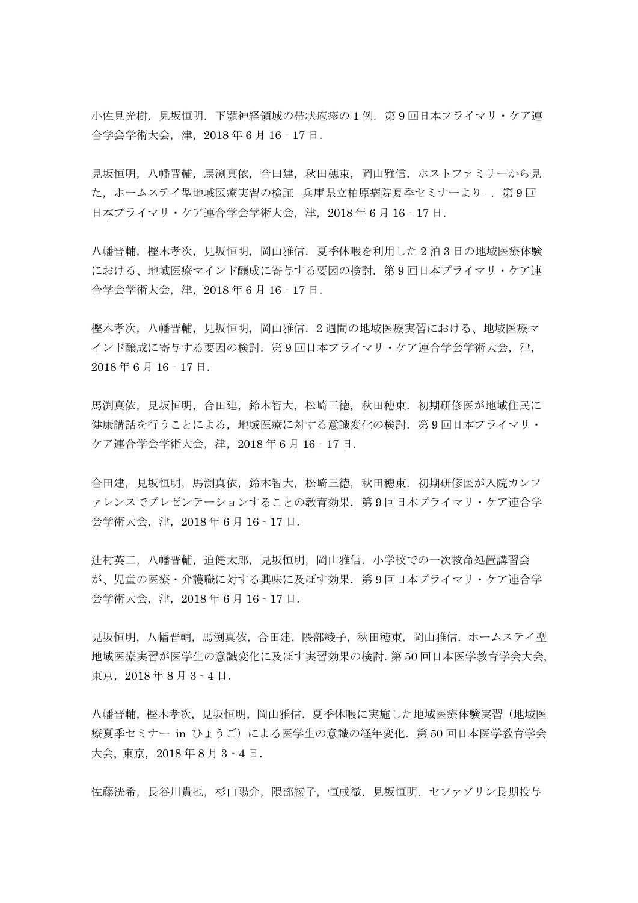小佐見光樹，見坂恒明．下顎神経領域の帯状疱疹の 1 例．第 9 回日本プライマリ・ケア連合学会学術大会，津，2018 年 6 月 16‐17 日．

見坂恒明，八幡晋輔，馬渕真依，合田建，秋田穂束，岡山雅信．ホストファミリーから見た，ホームステイ型地域医療実習の検証―兵庫県立柏原病院夏季セミナーより―．第 9 回日本プライマリ・ケア連合学会学術大会，津，2018 年 6 月 16‐17 日．

八幡晋輔，樫木孝次，見坂恒明，岡山雅信．夏季休暇を利用した 2 泊 3 日の地域医療体験における、地域医療マインド醸成に寄与する要因の検討．第 9 回日本プライマリ・ケア連合学会学術大会，津，2018 年 6 月 16‐17 日．

樫木孝次，八幡晋輔，見坂恒明，岡山雅信．2 週間の地域医療実習における、地域医療マインド醸成に寄与する要因の検討．第 9 回日本プライマリ・ケア連合学会学術大会，津，2018 年 6 月 16‐17 日．

馬渕真依，見坂恒明，合田建，鈴木智大，松崎三徳，秋田穂束．初期研修医が地域住民に健康講話を行うことによる，地域医療に対する意識変化の検討．第 9 回日本プライマリ・ケア連合学会学術大会，津，2018 年 6 月 16‐17 日．

合田建，見坂恒明，馬渕真依，鈴木智大，松崎三徳，秋田穂束．初期研修医が入院カンファレンスでプレゼンテーションすることの教育効果．第 9 回日本プライマリ・ケア連合学会学術大会，津，2018 年 6 月 16‐17 日．

辻村英二，八幡晋輔，迫健太郎，見坂恒明，岡山雅信．小学校での一次救命処置講習会が、児童の医療・介護職に対する興味に及ぼす効果．第 9 回日本プライマリ・ケア連合学会学術大会，津，2018 年 6 月 16‐17 日．

見坂恒明，八幡晋輔，馬渕真依，合田建，隈部綾子，秋田穂束，岡山雅信．ホームステイ型地域医療実習が医学生の意識変化に及ぼす実習効果の検討. 第 50 回日本医学教育学会大会, 東京，2018 年 8 月 3‐4 日．

八幡晋輔，樫木孝次，見坂恒明，岡山雅信．夏季休暇に実施した地域医療体験実習（地域医療夏季セミナー in ひょうご）による医学生の意識の経年変化．第 50 回日本医学教育学会大会，東京，2018 年 8 月 3‐4 日．

佐藤洸希，長谷川貴也，杉山陽介，隈部綾子，恒成徹，見坂恒明．セファゾリン長期投与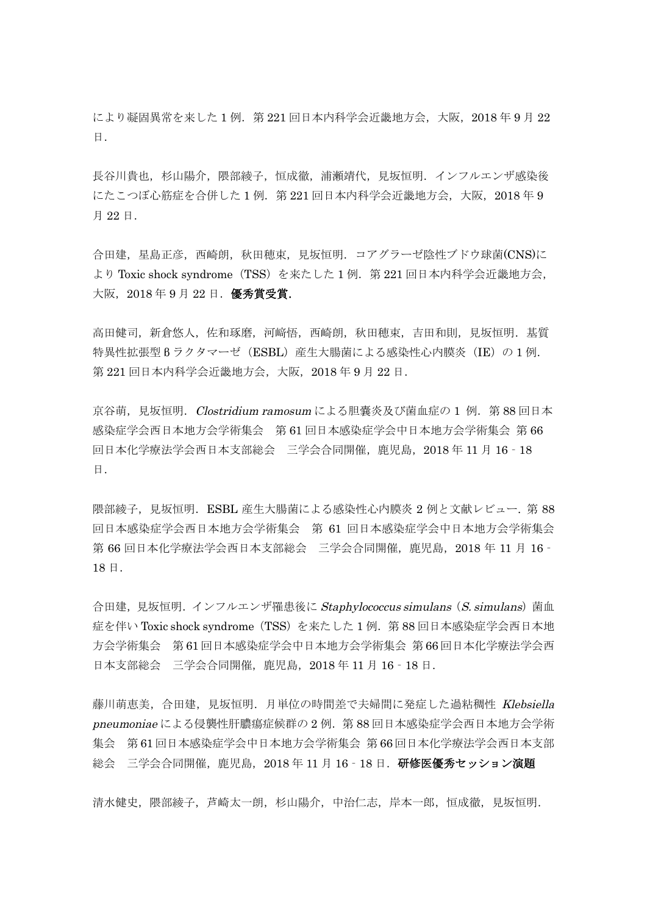により凝固異常を来した 1 例．第 221 回日本内科学会近畿地方会，大阪，2018 年 9 月 22 日．

長谷川貴也，杉山陽介，隈部綾子，恒成徹，浦瀬靖代，見坂恒明．インフルエンザ感染後にたこつぼ心筋症を合併した 1 例．第 221 回日本内科学会近畿地方会，大阪，2018 年 9 月 22 日．

合田建，星島正彦，西崎朗，秋田穂束，見坂恒明．コアグラーゼ陰性ブドウ球菌(CNS)により Toxic shock syndrome（TSS）を来たした 1 例．第 221 回日本内科学会近畿地方会，大阪，2018 年 9 月 22 日．**優秀賞受賞．**

高田健司，新倉悠人，佐和琢磨，河﨑悟，西崎朗，秋田穂束，吉田和則，見坂恒明．基質特異性拡張型βラクタマーゼ（ESBL）産生大腸菌による感染性心内膜炎（IE）の 1 例．第 221 回日本内科学会近畿地方会，大阪，2018 年 9 月 22 日．

京谷萌，見坂恒明．*Clostridium ramosum* による胆嚢炎及び菌血症の 1 例．第 88 回日本感染症学会西日本地方会学術集会　第 61 回日本感染症学会中日本地方会学術集会 第 66 回日本化学療法学会西日本支部総会　三学会合同開催，鹿児島，2018 年 11 月 16‐18 日．

隈部綾子，見坂恒明．ESBL 産生大腸菌による感染性心内膜炎 2 例と文献レビュー．第 88 回日本感染症学会西日本地方会学術集会　第 61 回日本感染症学会中日本地方会学術集会 第 66 回日本化学療法学会西日本支部総会　三学会合同開催，鹿児島，2018 年 11 月 16‐18 日．

合田建，見坂恒明．インフルエンザ罹患後に *Staphylococcus simulans*（*S. simulans*）菌血症を伴い Toxic shock syndrome（TSS）を来たした 1 例．第 88 回日本感染症学会西日本地方会学術集会　第 61 回日本感染症学会中日本地方会学術集会 第 66 回日本化学療法学会西日本支部総会　三学会合同開催，鹿児島，2018 年 11 月 16‐18 日．

藤川萌恵美，合田建，見坂恒明．月単位の時間差で夫婦間に発症した過粘稠性 *Klebsiella pneumoniae* による侵襲性肝膿瘍症候群の 2 例．第 88 回日本感染症学会西日本地方会学術集会　第 61 回日本感染症学会中日本地方会学術集会 第 66 回日本化学療法学会西日本支部総会　三学会合同開催，鹿児島，2018 年 11 月 16‐18 日．**研修医優秀セッション演題**

清水健史，隈部綾子，芦崎太一朗，杉山陽介，中治仁志，岸本一郎，恒成徹，見坂恒明．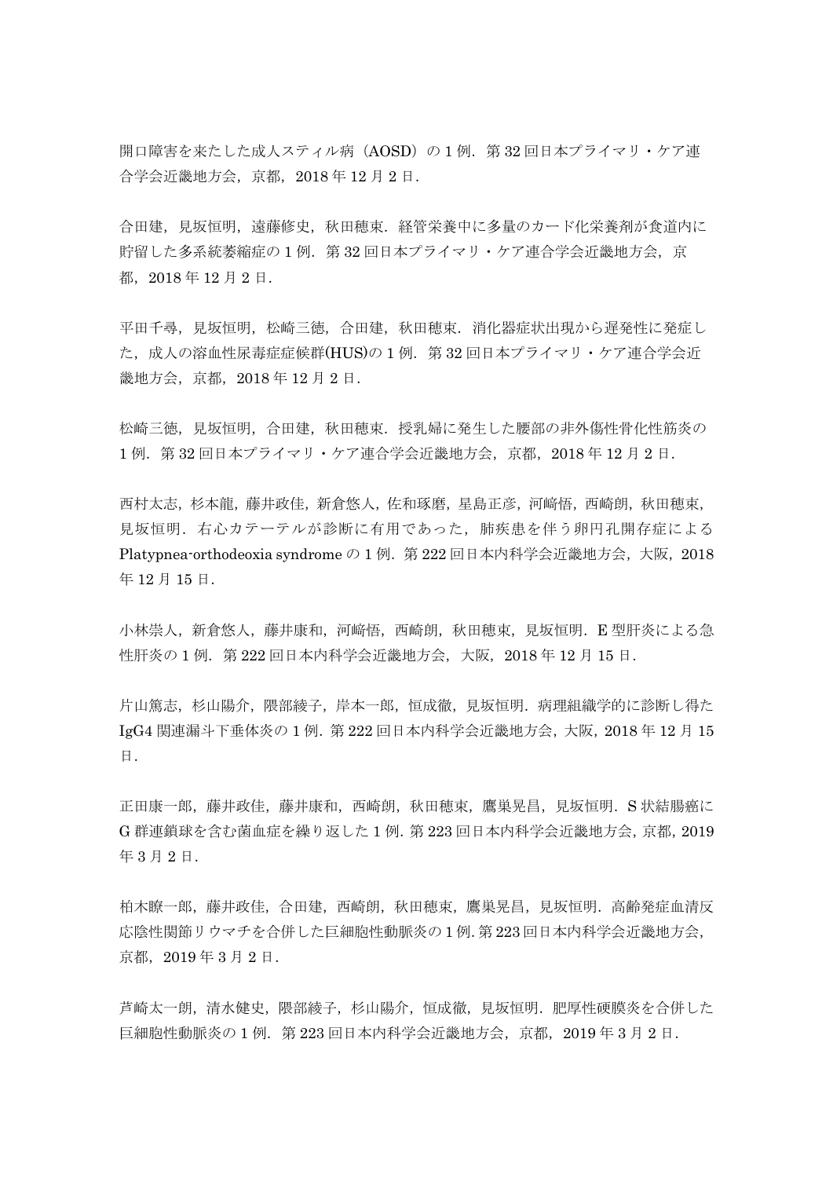開口障害を来たした成人スティル病（AOSD）の 1 例．第 32 回日本プライマリ・ケア連合学会近畿地方会，京都，2018 年 12 月 2 日．

合田建，見坂恒明，遠藤修史，秋田穂束．経管栄養中に多量のカード化栄養剤が食道内に貯留した多系統萎縮症の 1 例．第 32 回日本プライマリ・ケア連合学会近畿地方会，京都，2018 年 12 月 2 日．

平田千尋，見坂恒明，松崎三徳，合田建，秋田穂束．消化器症状出現から遅発性に発症した，成人の溶血性尿毒症症候群(HUS)の 1 例．第 32 回日本プライマリ・ケア連合学会近畿地方会，京都，2018 年 12 月 2 日．

松崎三徳，見坂恒明，合田建，秋田穂束．授乳婦に発生した腰部の非外傷性骨化性筋炎の 1 例．第 32 回日本プライマリ・ケア連合学会近畿地方会，京都，2018 年 12 月 2 日．

西村太志，杉本龍，藤井政佳，新倉悠人，佐和琢磨，星島正彦，河崎悟，西崎朗，秋田穂束，見坂恒明．右心カテーテルが診断に有用であった，肺疾患を伴う卵円孔開存症による Platypnea-orthodeoxia syndrome の 1 例．第 222 回日本内科学会近畿地方会，大阪，2018 年 12 月 15 日．

小林崇人，新倉悠人，藤井康和，河崎悟，西崎朗，秋田穂束，見坂恒明．E 型肝炎による急性肝炎の 1 例．第 222 回日本内科学会近畿地方会，大阪，2018 年 12 月 15 日．

片山篤志，杉山陽介，隈部綾子，岸本一郎，恒成徹，見坂恒明．病理組織学的に診断し得た IgG4 関連漏斗下垂体炎の 1 例．第 222 回日本内科学会近畿地方会，大阪，2018 年 12 月 15 日．

正田康一郎，藤井政佳，藤井康和，西崎朗，秋田穂束，鷹巣晃昌，見坂恒明．S 状結腸癌に G 群連鎖球を含む菌血症を繰り返した 1 例．第 223 回日本内科学会近畿地方会，京都，2019 年 3 月 2 日．

柏木瞭一郎，藤井政佳，合田建，西崎朗，秋田穂束，鷹巣晃昌，見坂恒明．高齢発症血清反応陰性関節リウマチを合併した巨細胞性動脈炎の 1 例．第 223 回日本内科学会近畿地方会，京都，2019 年 3 月 2 日．

芦崎太一朗，清水健史，隈部綾子，杉山陽介，恒成徹，見坂恒明．肥厚性硬膜炎を合併した巨細胞性動脈炎の 1 例．第 223 回日本内科学会近畿地方会，京都，2019 年 3 月 2 日．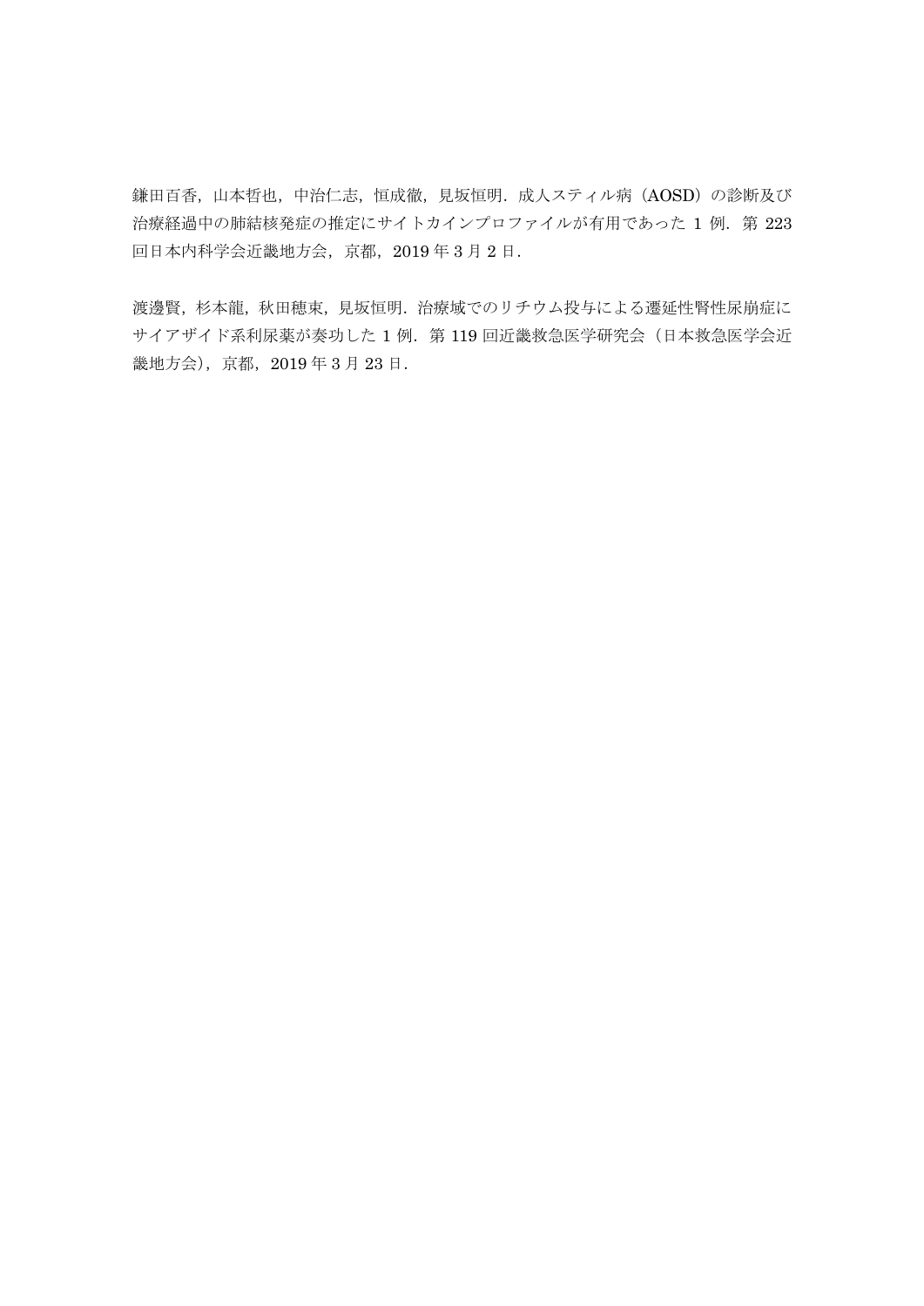鎌田百香，山本哲也，中治仁志，恒成徹，見坂恒明．成人スティル病（AOSD）の診断及び治療経過中の肺結核発症の推定にサイトカインプロファイルが有用であった 1 例．第 223 回日本内科学会近畿地方会，京都，2019 年 3 月 2 日．

渡邊賢，杉本龍，秋田穂束，見坂恒明．治療域でのリチウム投与による遷延性腎性尿崩症にサイアザイド系利尿薬が奏功した 1 例．第 119 回近畿救急医学研究会（日本救急医学会近畿地方会），京都，2019 年 3 月 23 日．